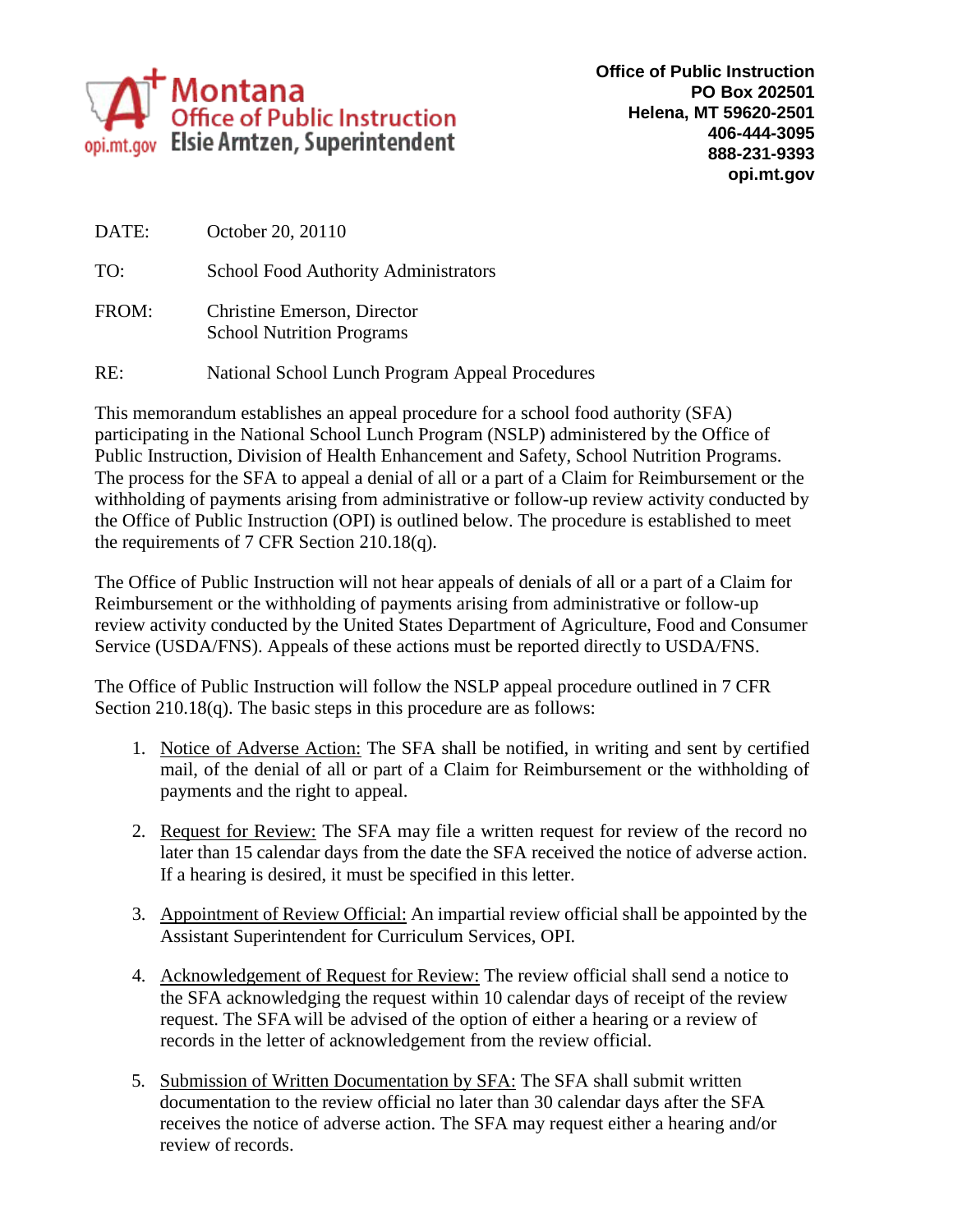Montana Office of Public Instruction
opi.mt.gov Elsie Arntzen, Superintendent

**Office of Public Instruction**
**PO Box 202501**
**Helena, MT 59620-2501**
**406-444-3095**
**888-231-9393**
**opi.mt.gov**

DATE: October 20, 20110

TO: School Food Authority Administrators

FROM: Christine Emerson, Director
School Nutrition Programs

RE: National School Lunch Program Appeal Procedures

This memorandum establishes an appeal procedure for a school food authority (SFA) participating in the National School Lunch Program (NSLP) administered by the Office of Public Instruction, Division of Health Enhancement and Safety, School Nutrition Programs. The process for the SFA to appeal a denial of all or a part of a Claim for Reimbursement or the withholding of payments arising from administrative or follow-up review activity conducted by the Office of Public Instruction (OPI) is outlined below. The procedure is established to meet the requirements of 7 CFR Section 210.18(q).

The Office of Public Instruction will not hear appeals of denials of all or a part of a Claim for Reimbursement or the withholding of payments arising from administrative or follow-up review activity conducted by the United States Department of Agriculture, Food and Consumer Service (USDA/FNS). Appeals of these actions must be reported directly to USDA/FNS.

The Office of Public Instruction will follow the NSLP appeal procedure outlined in 7 CFR Section 210.18(q). The basic steps in this procedure are as follows:

1. Notice of Adverse Action: The SFA shall be notified, in writing and sent by certified mail, of the denial of all or part of a Claim for Reimbursement or the withholding of payments and the right to appeal.
2. Request for Review: The SFA may file a written request for review of the record no later than 15 calendar days from the date the SFA received the notice of adverse action. If a hearing is desired, it must be specified in this letter.
3. Appointment of Review Official: An impartial review official shall be appointed by the Assistant Superintendent for Curriculum Services, OPI.
4. Acknowledgement of Request for Review: The review official shall send a notice to the SFA acknowledging the request within 10 calendar days of receipt of the review request. The SFA will be advised of the option of either a hearing or a review of records in the letter of acknowledgement from the review official.
5. Submission of Written Documentation by SFA: The SFA shall submit written documentation to the review official no later than 30 calendar days after the SFA receives the notice of adverse action. The SFA may request either a hearing and/or review of records.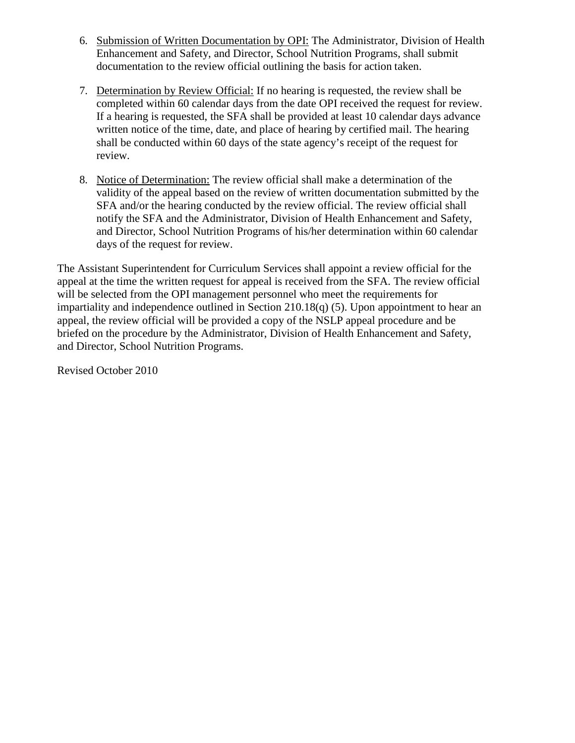6. Submission of Written Documentation by OPI: The Administrator, Division of Health Enhancement and Safety, and Director, School Nutrition Programs, shall submit documentation to the review official outlining the basis for action taken.

7. Determination by Review Official: If no hearing is requested, the review shall be completed within 60 calendar days from the date OPI received the request for review. If a hearing is requested, the SFA shall be provided at least 10 calendar days advance written notice of the time, date, and place of hearing by certified mail. The hearing shall be conducted within 60 days of the state agency's receipt of the request for review.

8. Notice of Determination: The review official shall make a determination of the validity of the appeal based on the review of written documentation submitted by the SFA and/or the hearing conducted by the review official. The review official shall notify the SFA and the Administrator, Division of Health Enhancement and Safety, and Director, School Nutrition Programs of his/her determination within 60 calendar days of the request for review.

The Assistant Superintendent for Curriculum Services shall appoint a review official for the appeal at the time the written request for appeal is received from the SFA. The review official will be selected from the OPI management personnel who meet the requirements for impartiality and independence outlined in Section 210.18(q) (5). Upon appointment to hear an appeal, the review official will be provided a copy of the NSLP appeal procedure and be briefed on the procedure by the Administrator, Division of Health Enhancement and Safety, and Director, School Nutrition Programs.

Revised October 2010